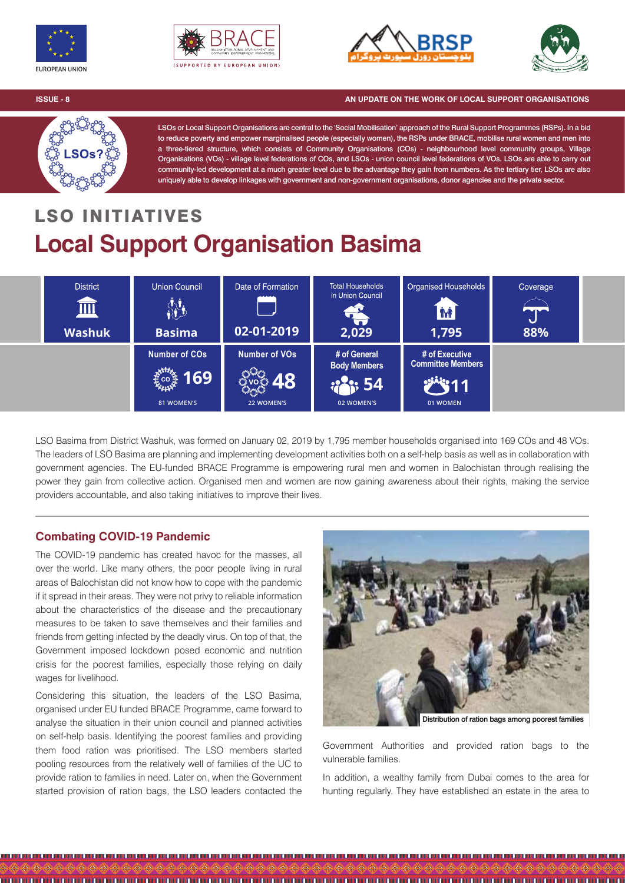**ISSUE - 8** | **AN UPDATE ON THE WORK OF LOCAL SUPPORT ORGANISATIONS**

LSOs or Local Support Organisations are central to the 'Social Mobilisation' approach of the Rural Support Programmes (RSPs). In a bid to reduce poverty and empower marginalised people (especially women), the RSPs under BRACE, mobilise rural women and men into a three-tiered structure, which consists of Community Organisations (COs) - neighbourhood level community groups, Village Organisations (VOs) - village level federations of COs, and LSOs - union council level federations of VOs. LSOs are able to carry out community-led development at a much greater level due to the advantage they gain from numbers. As the tertiary tier, LSOs are also uniquely able to develop linkages with government and non-government organisations, donor agencies and the private sector.

## LSO INITIATIVES

# Local Support Organisation Basima

| District | Union Council | Date of Formation | Total Households in Union Council | Organised Households | Coverage |
|---|---|---|---|---|---|
| Washuk | Basima | 02-01-2019 | 2,029 | 1,795 | 88% |

| Number of COs | Number of VOs | # of General Body Members | # of Executive Committee Members |
|---|---|---|---|
| 169 | 48 | 54 | 11 |
| 81 WOMEN'S | 22 WOMEN'S | 02 WOMEN'S | 01 WOMEN |

LSO Basima from District Washuk, was formed on January 02, 2019 by 1,795 member households organised into 169 COs and 48 VOs. The leaders of LSO Basima are planning and implementing development activities both on a self-help basis as well as in collaboration with government agencies. The EU-funded BRACE Programme is empowering rural men and women in Balochistan through realising the power they gain from collective action. Organised men and women are now gaining awareness about their rights, making the service providers accountable, and also taking initiatives to improve their lives.

### Combating COVID-19 Pandemic

The COVID-19 pandemic has created havoc for the masses, all over the world. Like many others, the poor people living in rural areas of Balochistan did not know how to cope with the pandemic if it spread in their areas. They were not privy to reliable information about the characteristics of the disease and the precautionary measures to be taken to save themselves and their families and friends from getting infected by the deadly virus. On top of that, the Government imposed lockdown posed economic and nutrition crisis for the poorest families, especially those relying on daily wages for livelihood.

Considering this situation, the leaders of the LSO Basima, organised under EU funded BRACE Programme, came forward to analyse the situation in their union council and planned activities on self-help basis. Identifying the poorest families and providing them food ration was prioritised. The LSO members started pooling resources from the relatively well of families of the UC to provide ration to families in need. Later on, when the Government started provision of ration bags, the LSO leaders contacted the Government Authorities and provided ration bags to the vulnerable families.

Distribution of ration bags among poorest families

In addition, a wealthy family from Dubai comes to the area for hunting regularly. They have established an estate in the area to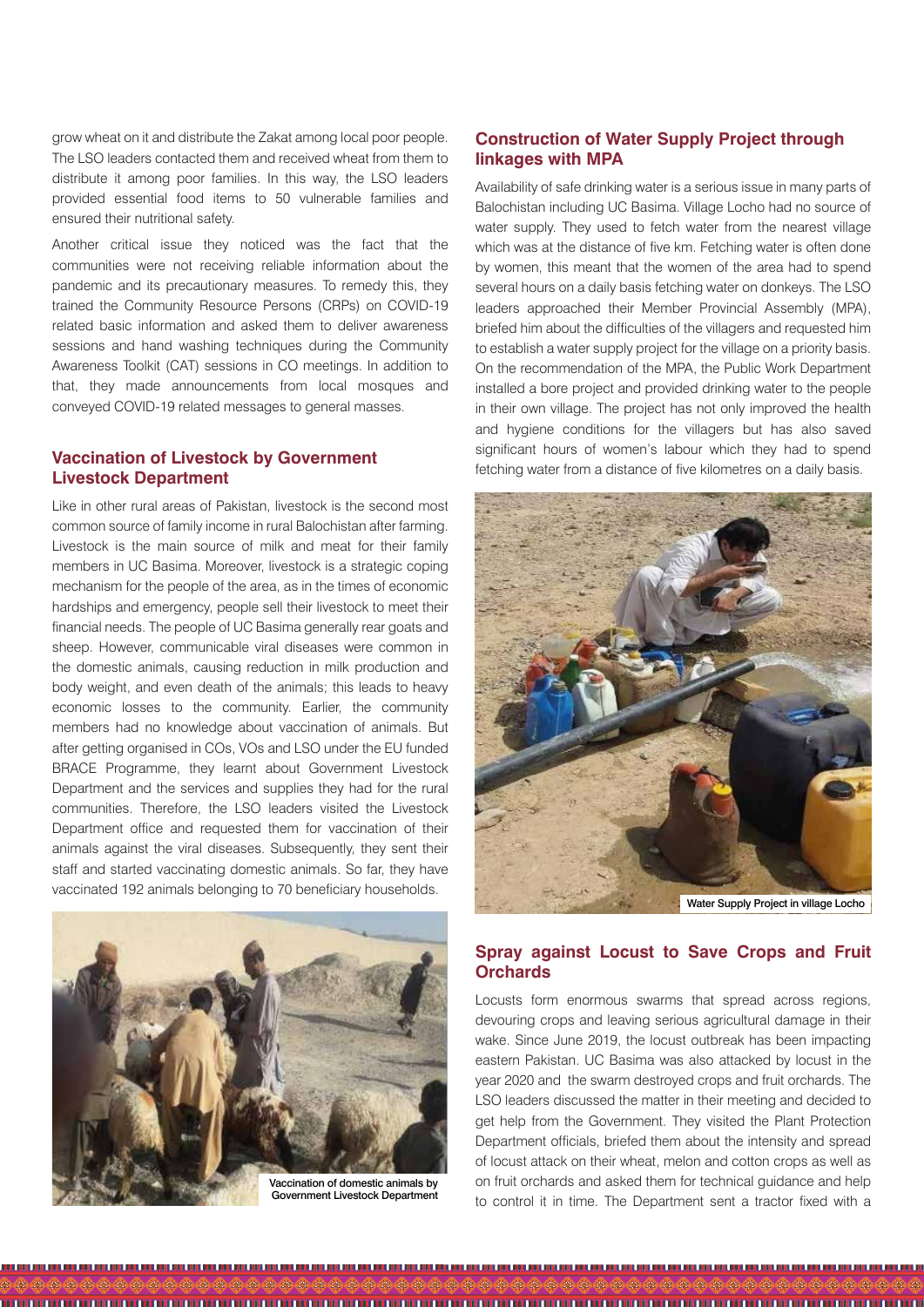grow wheat on it and distribute the Zakat among local poor people. The LSO leaders contacted them and received wheat from them to distribute it among poor families. In this way, the LSO leaders provided essential food items to 50 vulnerable families and ensured their nutritional safety.

Another critical issue they noticed was the fact that the communities were not receiving reliable information about the pandemic and its precautionary measures. To remedy this, they trained the Community Resource Persons (CRPs) on COVID-19 related basic information and asked them to deliver awareness sessions and hand washing techniques during the Community Awareness Toolkit (CAT) sessions in CO meetings. In addition to that, they made announcements from local mosques and conveyed COVID-19 related messages to general masses.

## Vaccination of Livestock by Government Livestock Department

Like in other rural areas of Pakistan, livestock is the second most common source of family income in rural Balochistan after farming. Livestock is the main source of milk and meat for their family members in UC Basima. Moreover, livestock is a strategic coping mechanism for the people of the area, as in the times of economic hardships and emergency, people sell their livestock to meet their financial needs. The people of UC Basima generally rear goats and sheep. However, communicable viral diseases were common in the domestic animals, causing reduction in milk production and body weight, and even death of the animals; this leads to heavy economic losses to the community. Earlier, the community members had no knowledge about vaccination of animals. But after getting organised in COs, VOs and LSO under the EU funded BRACE Programme, they learnt about Government Livestock Department and the services and supplies they had for the rural communities. Therefore, the LSO leaders visited the Livestock Department office and requested them for vaccination of their animals against the viral diseases. Subsequently, they sent their staff and started vaccinating domestic animals. So far, they have vaccinated 192 animals belonging to 70 beneficiary households.

Vaccination of domestic animals by Government Livestock Department

## Construction of Water Supply Project through linkages with MPA

Availability of safe drinking water is a serious issue in many parts of Balochistan including UC Basima. Village Locho had no source of water supply. They used to fetch water from the nearest village which was at the distance of five km. Fetching water is often done by women, this meant that the women of the area had to spend several hours on a daily basis fetching water on donkeys. The LSO leaders approached their Member Provincial Assembly (MPA), briefed him about the difficulties of the villagers and requested him to establish a water supply project for the village on a priority basis. On the recommendation of the MPA, the Public Work Department installed a bore project and provided drinking water to the people in their own village. The project has not only improved the health and hygiene conditions for the villagers but has also saved significant hours of women's labour which they had to spend fetching water from a distance of five kilometres on a daily basis.

Water Supply Project in village Locho

## Spray against Locust to Save Crops and Fruit Orchards

Locusts form enormous swarms that spread across regions, devouring crops and leaving serious agricultural damage in their wake. Since June 2019, the locust outbreak has been impacting eastern Pakistan. UC Basima was also attacked by locust in the year 2020 and the swarm destroyed crops and fruit orchards. The LSO leaders discussed the matter in their meeting and decided to get help from the Government. They visited the Plant Protection Department officials, briefed them about the intensity and spread of locust attack on their wheat, melon and cotton crops as well as on fruit orchards and asked them for technical guidance and help to control it in time. The Department sent a tractor fixed with a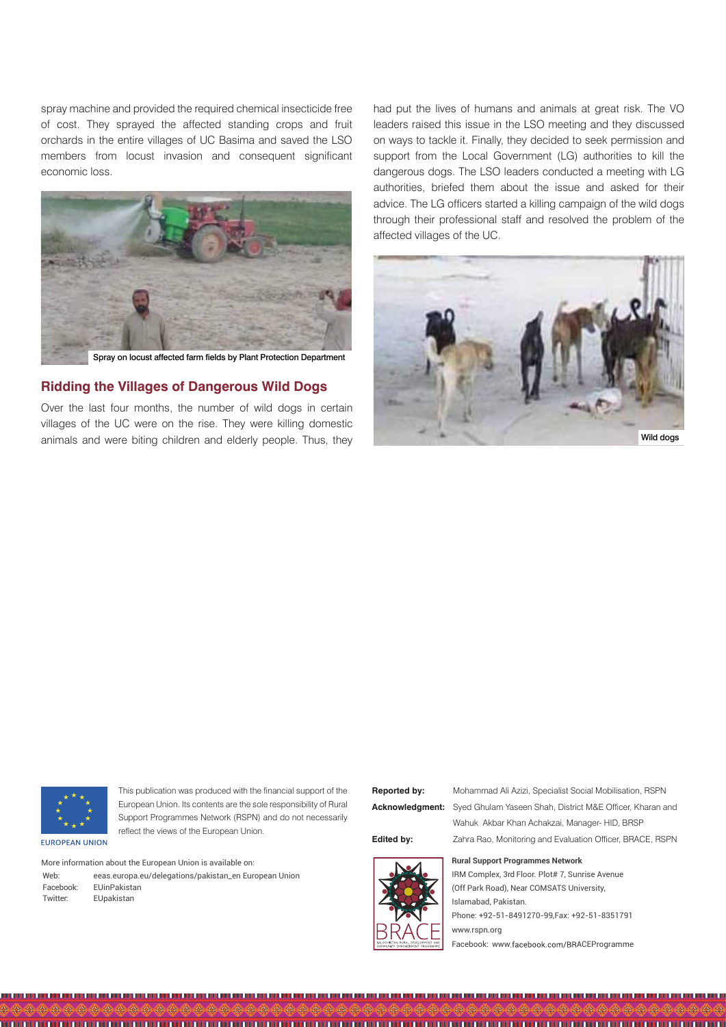spray machine and provided the required chemical insecticide free of cost. They sprayed the affected standing crops and fruit orchards in the entire villages of UC Basima and saved the LSO members from locust invasion and consequent significant economic loss.

Spray on locust affected farm fields by Plant Protection Department

### Ridding the Villages of Dangerous Wild Dogs

Over the last four months, the number of wild dogs in certain villages of the UC were on the rise. They were killing domestic animals and were biting children and elderly people. Thus, they had put the lives of humans and animals at great risk. The VO leaders raised this issue in the LSO meeting and they discussed on ways to tackle it. Finally, they decided to seek permission and support from the Local Government (LG) authorities to kill the dangerous dogs. The LSO leaders conducted a meeting with LG authorities, briefed them about the issue and asked for their advice. The LG officers started a killing campaign of the wild dogs through their professional staff and resolved the problem of the affected villages of the UC.

Wild dogs

EUROPEAN UNION

This publication was produced with the financial support of the European Union. Its contents are the sole responsibility of Rural Support Programmes Network (RSPN) and do not necessarily reflect the views of the European Union.

More information about the European Union is available on:

| | |
|---|---|
| Web: | eeas.europa.eu/delegations/pakistan_en European Union |
| Facebook: | EUinPakistan |
| Twitter: | EUpakistan |

| | |
|---|---|
| **Reported by:** | Mohammad Ali Azizi, Specialist Social Mobilisation, RSPN |
| **Acknowledgment:** | Syed Ghulam Yaseen Shah, District M&E Officer, Kharan and Wahuk Akbar Khan Achakzai, Manager- HID, BRSP |
| **Edited by:** | Zahra Rao, Monitoring and Evaluation Officer, BRACE, RSPN |

BRACE
BALOCHISTAN RURAL DEVELOPMENT AND COMMUNITY EMPOWERMENT PROGRAMME

**Rural Support Programmes Network**
IRM Complex, 3rd Floor. Plot# 7, Sunrise Avenue
(Off Park Road), Near COMSATS University,
Islamabad, Pakistan.
Phone: +92-51-8491270-99,Fax: +92-51-8351791
www.rspn.org
Facebook: www.facebook.com/BRACEProgramme